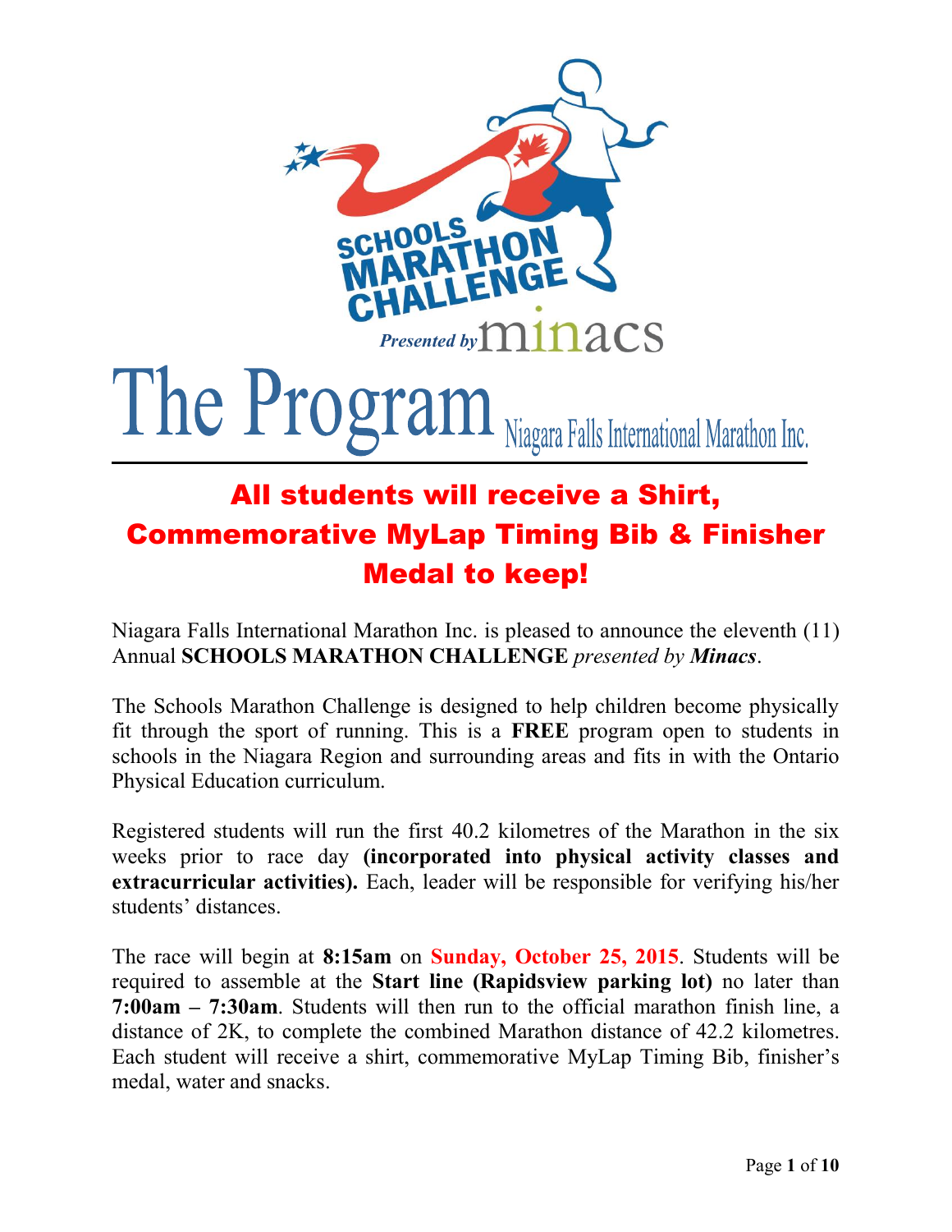# The Program

Niagara Falls International Marathon Inc.

## All students will receive a Shirt, Commemorative MyLap Timing Bib & Finisher Medal to keep!

Niagara Falls International Marathon Inc. is pleased to announce the eleventh (11) Annual **SCHOOLS MARATHON CHALLENGE** *presented by **Minacs***.

The Schools Marathon Challenge is designed to help children become physically fit through the sport of running. This is a **FREE** program open to students in schools in the Niagara Region and surrounding areas and fits in with the Ontario Physical Education curriculum.

Registered students will run the first 40.2 kilometres of the Marathon in the six weeks prior to race day **(incorporated into physical activity classes and extracurricular activities).** Each, leader will be responsible for verifying his/her students' distances.

The race will begin at **8:15am** on **Sunday, October 25, 2015**. Students will be required to assemble at the **Start line (Rapidsview parking lot)** no later than **7:00am – 7:30am**. Students will then run to the official marathon finish line, a distance of 2K, to complete the combined Marathon distance of 42.2 kilometres. Each student will receive a shirt, commemorative MyLap Timing Bib, finisher's medal, water and snacks.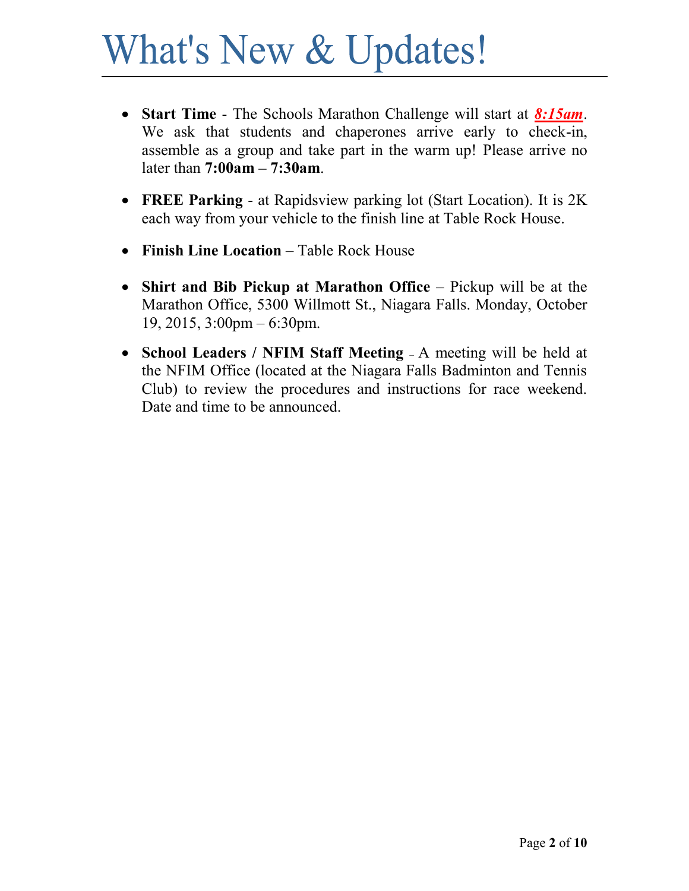# What's New & Updates!

- **Start Time** - The Schools Marathon Challenge will start at ***8:15am***. We ask that students and chaperones arrive early to check-in, assemble as a group and take part in the warm up! Please arrive no later than **7:00am – 7:30am**.

- **FREE Parking** - at Rapidsview parking lot (Start Location). It is 2K each way from your vehicle to the finish line at Table Rock House.

- **Finish Line Location** – Table Rock House

- **Shirt and Bib Pickup at Marathon Office** – Pickup will be at the Marathon Office, 5300 Willmott St., Niagara Falls. Monday, October 19, 2015, 3:00pm – 6:30pm.

- **School Leaders / NFIM Staff Meeting** – A meeting will be held at the NFIM Office (located at the Niagara Falls Badminton and Tennis Club) to review the procedures and instructions for race weekend. Date and time to be announced.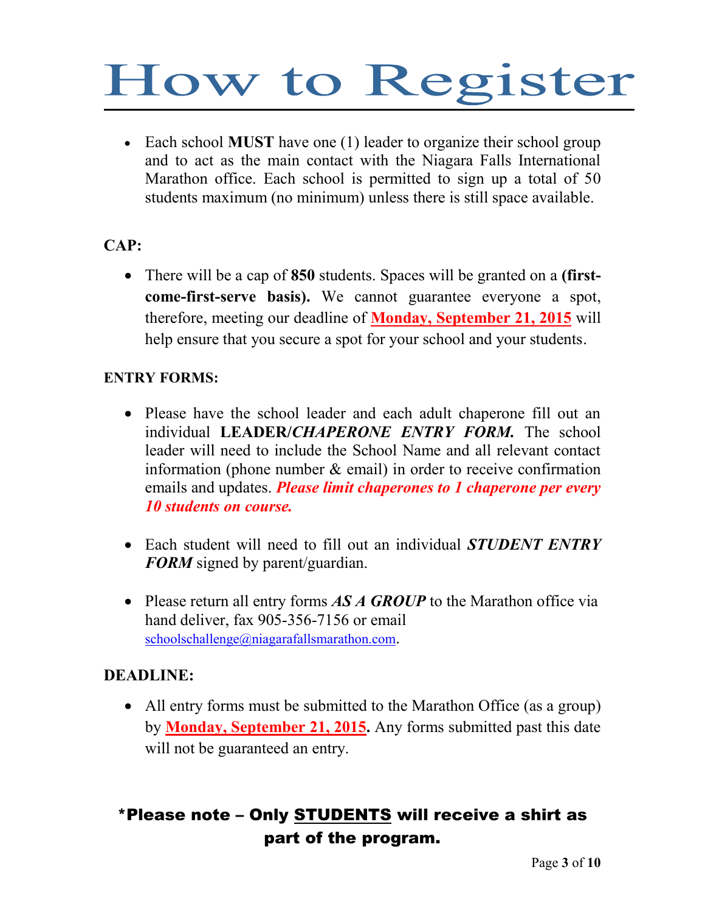# How to Register

- Each school **MUST** have one (1) leader to organize their school group and to act as the main contact with the Niagara Falls International Marathon office. Each school is permitted to sign up a total of 50 students maximum (no minimum) unless there is still space available.

**CAP:**

- There will be a cap of **850** students. Spaces will be granted on a **(first-come-first-serve basis).** We cannot guarantee everyone a spot, therefore, meeting our deadline of **Monday, September 21, 2015** will help ensure that you secure a spot for your school and your students.

**ENTRY FORMS:**

- Please have the school leader and each adult chaperone fill out an individual **LEADER/*CHAPERONE ENTRY FORM.*** The school leader will need to include the School Name and all relevant contact information (phone number & email) in order to receive confirmation emails and updates. ***Please limit chaperones to 1 chaperone per every 10 students on course.***

- Each student will need to fill out an individual ***STUDENT ENTRY FORM*** signed by parent/guardian.

- Please return all entry forms ***AS A GROUP*** to the Marathon office via hand deliver, fax 905-356-7156 or email schoolschallenge@niagarafallsmarathon.com.

**DEADLINE:**

- All entry forms must be submitted to the Marathon Office (as a group) by **Monday, September 21, 2015.** Any forms submitted past this date will not be guaranteed an entry.

**\*Please note – Only STUDENTS will receive a shirt as part of the program.**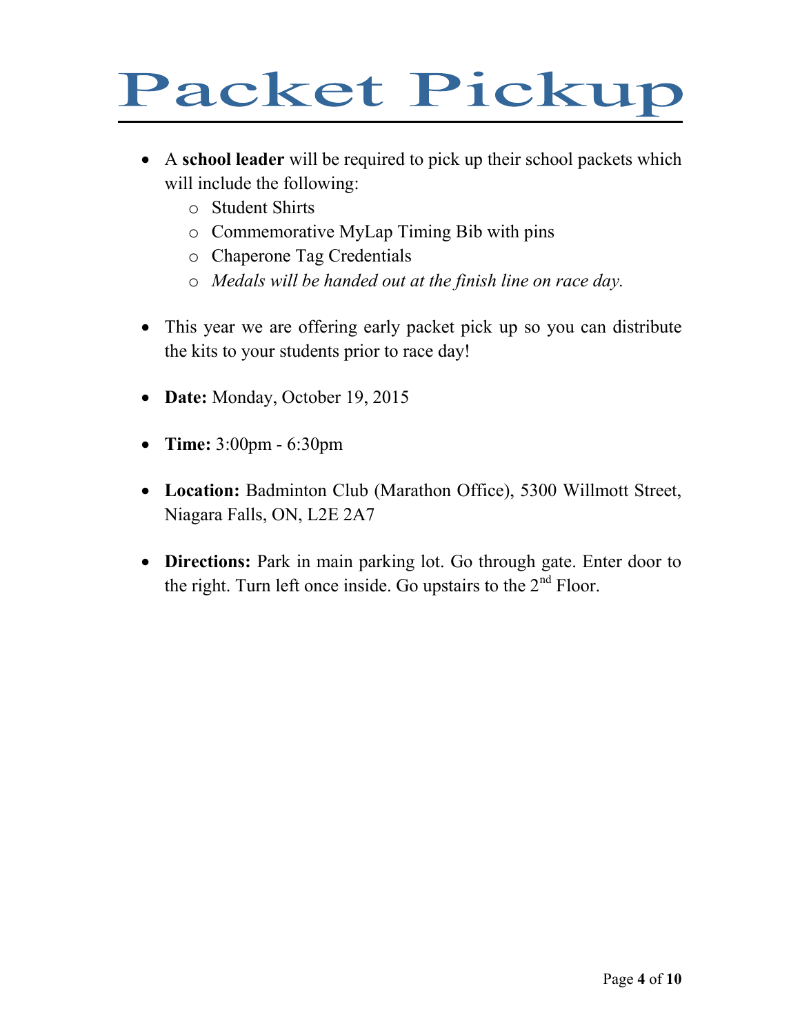# Packet Pickup

- A **school leader** will be required to pick up their school packets which will include the following:
  - Student Shirts
  - Commemorative MyLap Timing Bib with pins
  - Chaperone Tag Credentials
  - *Medals will be handed out at the finish line on race day.*

- This year we are offering early packet pick up so you can distribute the kits to your students prior to race day!

- **Date:** Monday, October 19, 2015

- **Time:** 3:00pm - 6:30pm

- **Location:** Badminton Club (Marathon Office), 5300 Willmott Street, Niagara Falls, ON, L2E 2A7

- **Directions:** Park in main parking lot. Go through gate. Enter door to the right. Turn left once inside. Go upstairs to the 2nd Floor.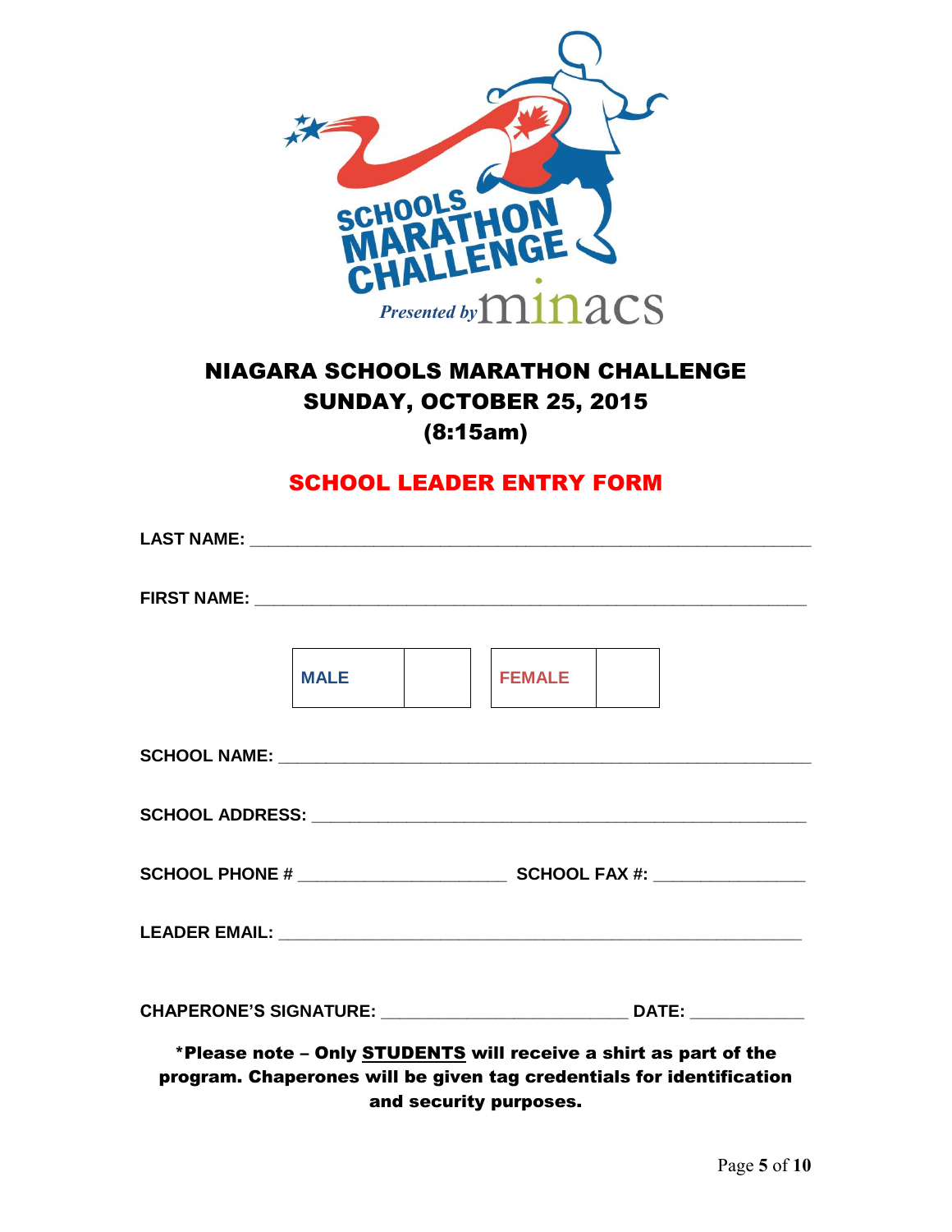# NIAGARA SCHOOLS MARATHON CHALLENGE
## SUNDAY, OCTOBER 25, 2015
## (8:15am)

## SCHOOL LEADER ENTRY FORM

**LAST NAME:** ______________________________________________________

**FIRST NAME:** _____________________________________________________

| MALE | | FEMALE | |
|---|---|---|---|

**SCHOOL NAME:** ____________________________________________________

**SCHOOL ADDRESS:** _________________________________________________

**SCHOOL PHONE #** ______________________ **SCHOOL FAX #:** _______________

**LEADER EMAIL:** ___________________________________________________

**CHAPERONE'S SIGNATURE:** __________________________ **DATE:** ____________

**\*Please note – Only STUDENTS will receive a shirt as part of the program. Chaperones will be given tag credentials for identification and security purposes.**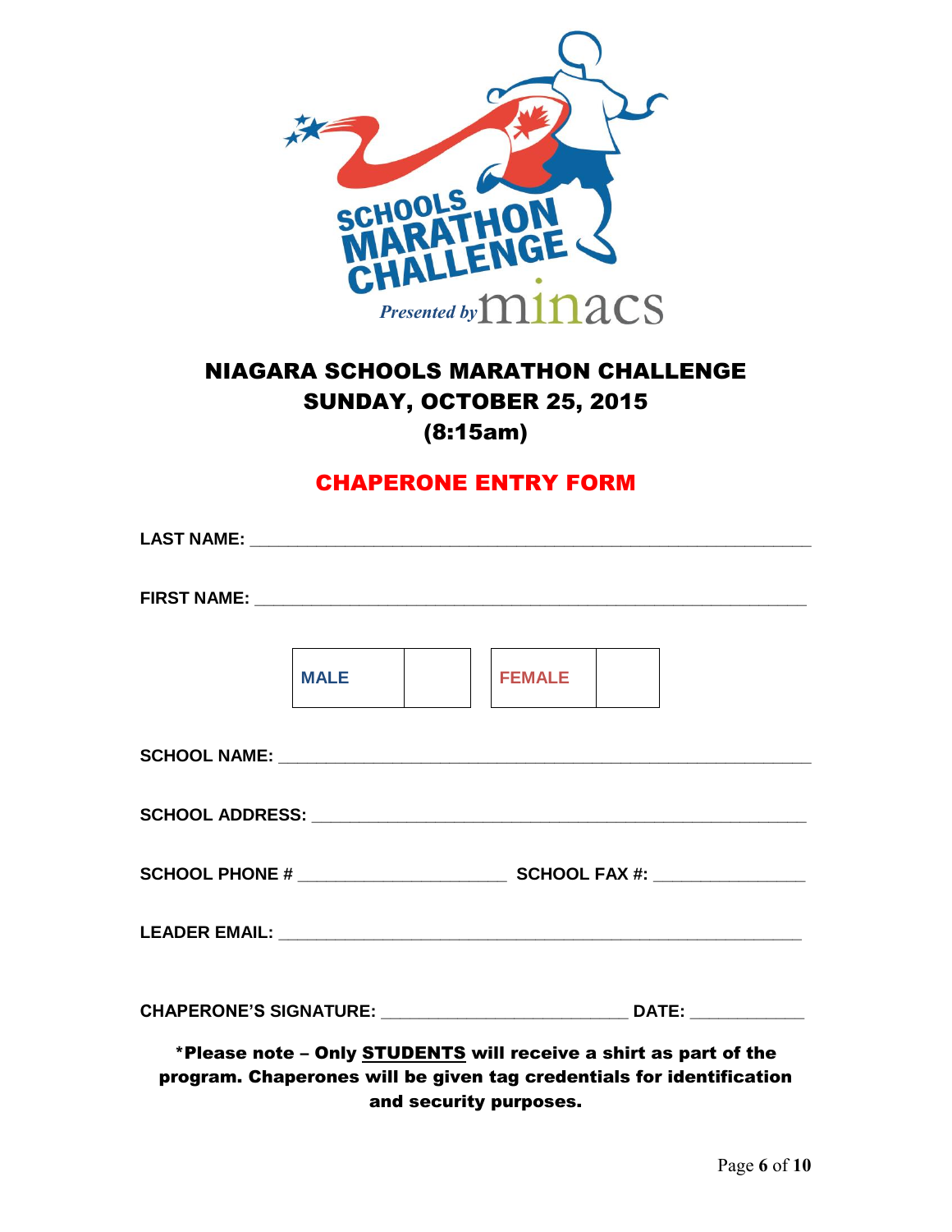# NIAGARA SCHOOLS MARATHON CHALLENGE
## SUNDAY, OCTOBER 25, 2015
## (8:15am)

## CHAPERONE ENTRY FORM

**LAST NAME:** ___________________________________________________________

**FIRST NAME:** __________________________________________________________

| MALE | | FEMALE | |
|---|---|---|---|

**SCHOOL NAME:** _________________________________________________________

**SCHOOL ADDRESS:** ______________________________________________________

**SCHOOL PHONE #** ______________________ **SCHOOL FAX #:** _______________

**LEADER EMAIL:** _________________________________________________________

**CHAPERONE'S SIGNATURE:** __________________________ **DATE:** ____________

***Please note – Only STUDENTS will receive a shirt as part of the program. Chaperones will be given tag credentials for identification and security purposes.**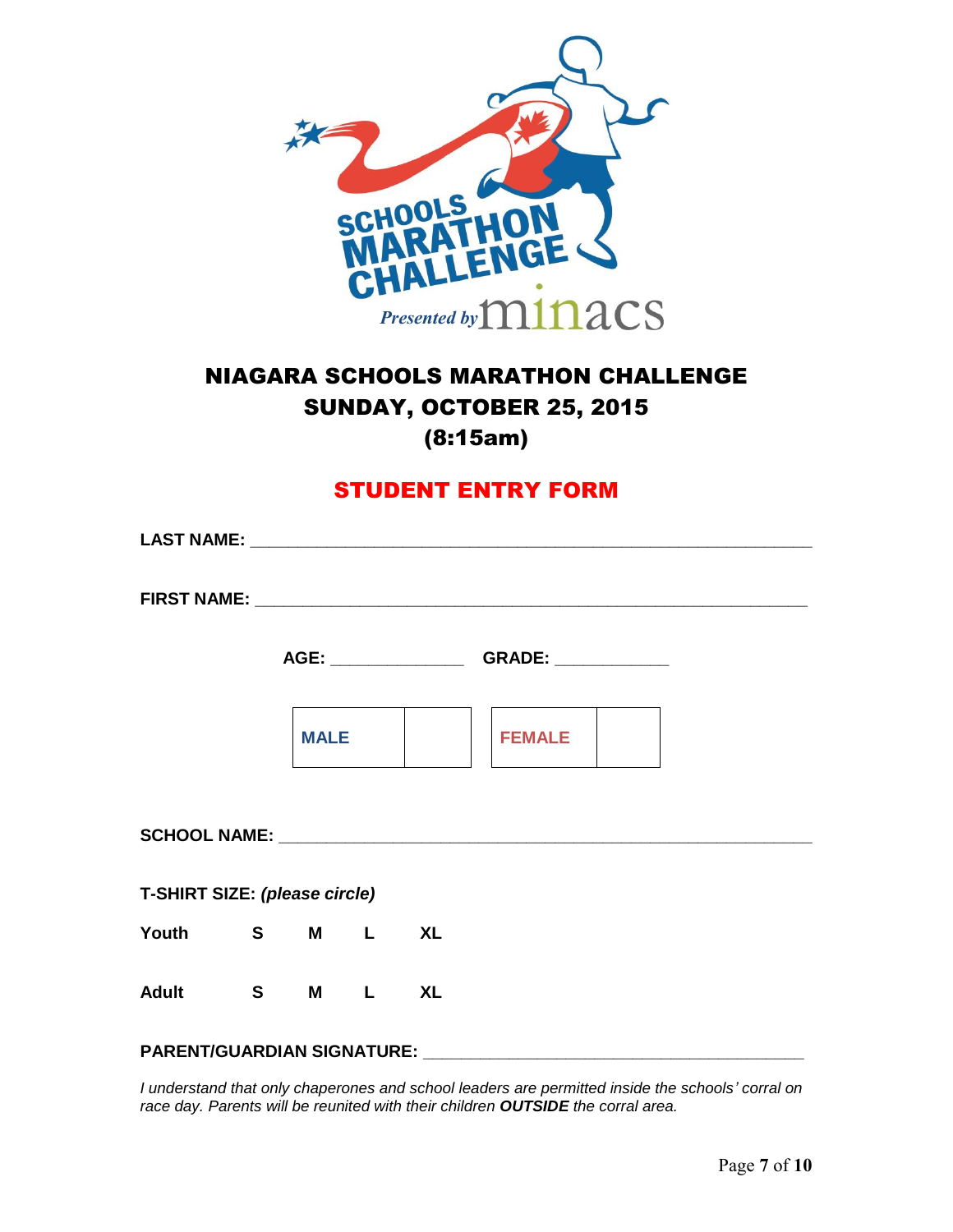# NIAGARA SCHOOLS MARATHON CHALLENGE
# SUNDAY, OCTOBER 25, 2015
# (8:15am)

## STUDENT ENTRY FORM

**LAST NAME:** ____________________________________________________________

**FIRST NAME:** ___________________________________________________________

**AGE:** ______________ **GRADE:** ____________

| MALE | | FEMALE | |
|---|---|---|---|

**SCHOOL NAME:** _________________________________________________________

**T-SHIRT SIZE:** ***(please circle)***

**Youth** **S** **M** **L** **XL**

**Adult** **S** **M** **L** **XL**

**PARENT/GUARDIAN SIGNATURE:** ________________________________________

*I understand that only chaperones and school leaders are permitted inside the schools' corral on race day. Parents will be reunited with their children **OUTSIDE** the corral area.*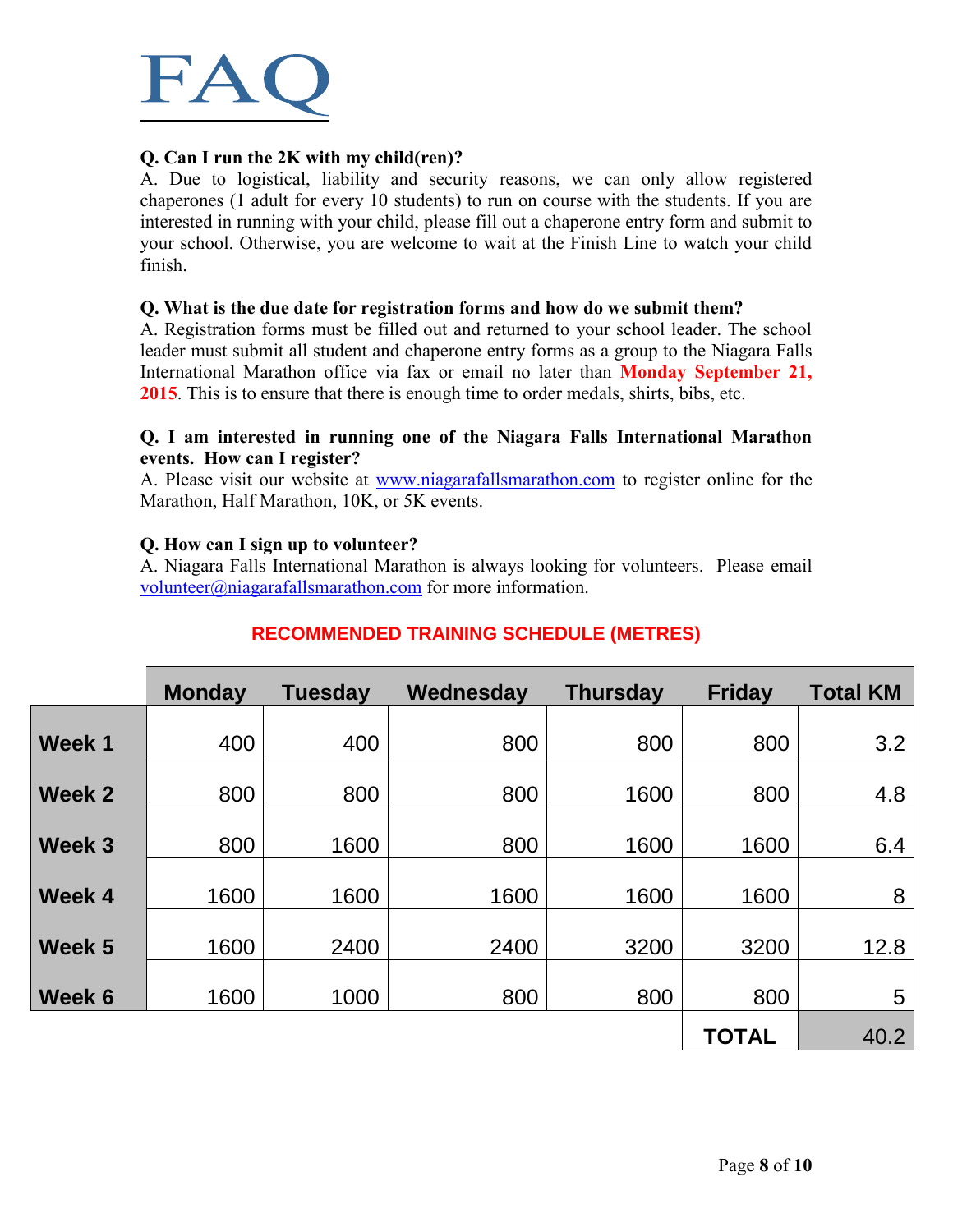# FAQ

**Q. Can I run the 2K with my child(ren)?**
A. Due to logistical, liability and security reasons, we can only allow registered chaperones (1 adult for every 10 students) to run on course with the students. If you are interested in running with your child, please fill out a chaperone entry form and submit to your school. Otherwise, you are welcome to wait at the Finish Line to watch your child finish.

**Q. What is the due date for registration forms and how do we submit them?**
A. Registration forms must be filled out and returned to your school leader. The school leader must submit all student and chaperone entry forms as a group to the Niagara Falls International Marathon office via fax or email no later than **Monday September 21, 2015**. This is to ensure that there is enough time to order medals, shirts, bibs, etc.

**Q. I am interested in running one of the Niagara Falls International Marathon events. How can I register?**
A. Please visit our website at www.niagarafallsmarathon.com to register online for the Marathon, Half Marathon, 10K, or 5K events.

**Q. How can I sign up to volunteer?**
A. Niagara Falls International Marathon is always looking for volunteers. Please email volunteer@niagarafallsmarathon.com for more information.

## RECOMMENDED TRAINING SCHEDULE (METRES)

| | Monday | Tuesday | Wednesday | Thursday | Friday | Total KM |
|---|---|---|---|---|---|---|
| **Week 1** | 400 | 400 | 800 | 800 | 800 | 3.2 |
| **Week 2** | 800 | 800 | 800 | 1600 | 800 | 4.8 |
| **Week 3** | 800 | 1600 | 800 | 1600 | 1600 | 6.4 |
| **Week 4** | 1600 | 1600 | 1600 | 1600 | 1600 | 8 |
| **Week 5** | 1600 | 2400 | 2400 | 3200 | 3200 | 12.8 |
| **Week 6** | 1600 | 1000 | 800 | 800 | 800 | 5 |
| | | | | | **TOTAL** | 40.2 |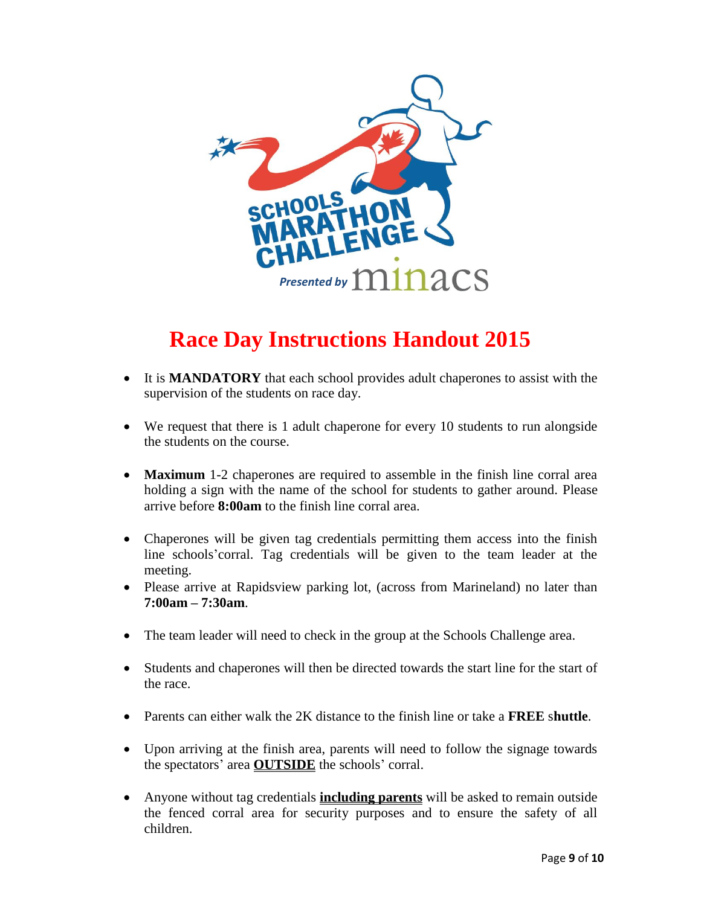# Race Day Instructions Handout 2015

- It is **MANDATORY** that each school provides adult chaperones to assist with the supervision of the students on race day.

- We request that there is 1 adult chaperone for every 10 students to run alongside the students on the course.

- **Maximum** 1-2 chaperones are required to assemble in the finish line corral area holding a sign with the name of the school for students to gather around. Please arrive before **8:00am** to the finish line corral area.

- Chaperones will be given tag credentials permitting them access into the finish line schools'corral. Tag credentials will be given to the team leader at the meeting.
- Please arrive at Rapidsview parking lot, (across from Marineland) no later than **7:00am – 7:30am**.

- The team leader will need to check in the group at the Schools Challenge area.

- Students and chaperones will then be directed towards the start line for the start of the race.

- Parents can either walk the 2K distance to the finish line or take a **FREE** s**huttle**.

- Upon arriving at the finish area, parents will need to follow the signage towards the spectators' area **OUTSIDE** the schools' corral.

- Anyone without tag credentials **including parents** will be asked to remain outside the fenced corral area for security purposes and to ensure the safety of all children.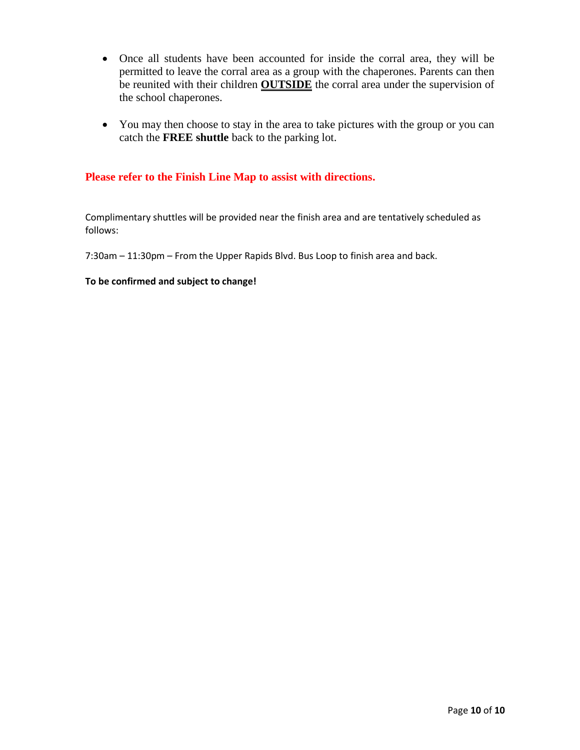- Once all students have been accounted for inside the corral area, they will be permitted to leave the corral area as a group with the chaperones. Parents can then be reunited with their children **OUTSIDE** the corral area under the supervision of the school chaperones.
- You may then choose to stay in the area to take pictures with the group or you can catch the **FREE shuttle** back to the parking lot.

**Please refer to the Finish Line Map to assist with directions.**

Complimentary shuttles will be provided near the finish area and are tentatively scheduled as follows:

7:30am – 11:30pm – From the Upper Rapids Blvd. Bus Loop to finish area and back.

**To be confirmed and subject to change!**